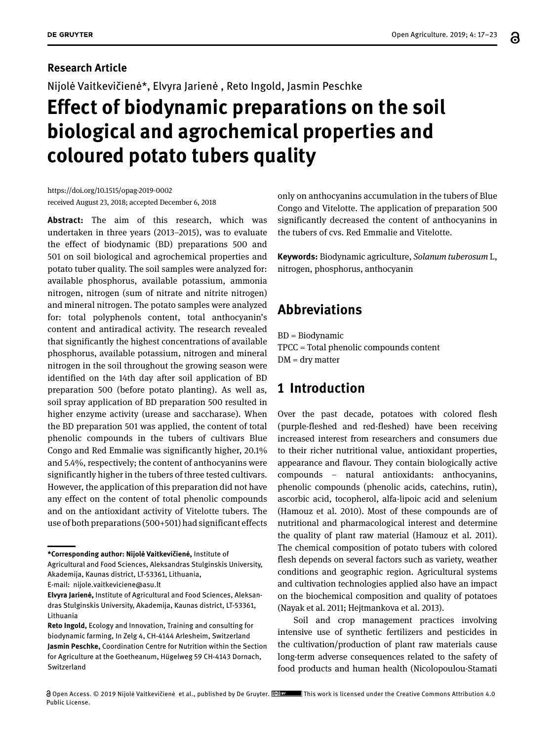**Research Article**

Nijolė Vaitkevičienė*, Elvyra Jarienė , Reto Ingold, Jasmin Peschke

# Effect of biodynamic preparations on the soil biological and agrochemical properties and coloured potato tubers quality

https://doi.org/10.1515/opag-2019-0002
received August 23, 2018; accepted December 6, 2018

**Abstract:** The aim of this research, which was undertaken in three years (2013–2015), was to evaluate the effect of biodynamic (BD) preparations 500 and 501 on soil biological and agrochemical properties and potato tuber quality. The soil samples were analyzed for: available phosphorus, available potassium, ammonia nitrogen, nitrogen (sum of nitrate and nitrite nitrogen) and mineral nitrogen. The potato samples were analyzed for: total polyphenols content, total anthocyanin's content and antiradical activity. The research revealed that significantly the highest concentrations of available phosphorus, available potassium, nitrogen and mineral nitrogen in the soil throughout the growing season were identified on the 14th day after soil application of BD preparation 500 (before potato planting). As well as, soil spray application of BD preparation 500 resulted in higher enzyme activity (urease and saccharase). When the BD preparation 501 was applied, the content of total phenolic compounds in the tubers of cultivars Blue Congo and Red Emmalie was significantly higher, 20.1% and 5.4%, respectively; the content of anthocyanins were significantly higher in the tubers of three tested cultivars. However, the application of this preparation did not have any effect on the content of total phenolic compounds and on the antioxidant activity of Vitelotte tubers. The use of both preparations (500+501) had significant effects only on anthocyanins accumulation in the tubers of Blue Congo and Vitelotte. The application of preparation 500 significantly decreased the content of anthocyanins in the tubers of cvs. Red Emmalie and Vitelotte.

**Keywords:** Biodynamic agriculture, *Solanum tuberosum* L, nitrogen, phosphorus, anthocyanin

**\*Corresponding author: Nijolė Vaitkevičienė,** Institute of Agricultural and Food Sciences, Aleksandras Stulginskis University, Akademija, Kaunas district, LT-53361, Lithuania,
E-mail: nijole.vaitkeviciene@asu.lt

**Elvyra Jarienė,** Institute of Agricultural and Food Sciences, Aleksandras Stulginskis University, Akademija, Kaunas district, LT-53361, Lithuania

**Reto Ingold,** Ecology and Innovation, Training and consulting for biodynamic farming, In Zelg 4, CH-4144 Arlesheim, Switzerland

**Jasmin Peschke,** Coordination Centre for Nutrition within the Section for Agriculture at the Goetheanum, Hügelweg 59 CH-4143 Dornach, Switzerland

## Abbreviations

BD = Biodynamic
TPCC = Total phenolic compounds content
DM = dry matter

## 1 Introduction

Over the past decade, potatoes with colored flesh (purple-fleshed and red-fleshed) have been receiving increased interest from researchers and consumers due to their richer nutritional value, antioxidant properties, appearance and flavour. They contain biologically active compounds – natural antioxidants: anthocyanins, phenolic compounds (phenolic acids, catechins, rutin), ascorbic acid, tocopherol, alfa-lipoic acid and selenium (Hamouz et al. 2010). Most of these compounds are of nutritional and pharmacological interest and determine the quality of plant raw material (Hamouz et al. 2011). The chemical composition of potato tubers with colored flesh depends on several factors such as variety, weather conditions and geographic region. Agricultural systems and cultivation technologies applied also have an impact on the biochemical composition and quality of potatoes (Nayak et al. 2011; Hejtmankova et al. 2013).

Soil and crop management practices involving intensive use of synthetic fertilizers and pesticides in the cultivation/production of plant raw materials cause long-term adverse consequences related to the safety of food products and human health (Nicolopoulou-Stamati

Open Access. © 2019 Nijolė Vaitkevičienė et al., published by De Gruyter. This work is licensed under the Creative Commons Attribution 4.0 Public License.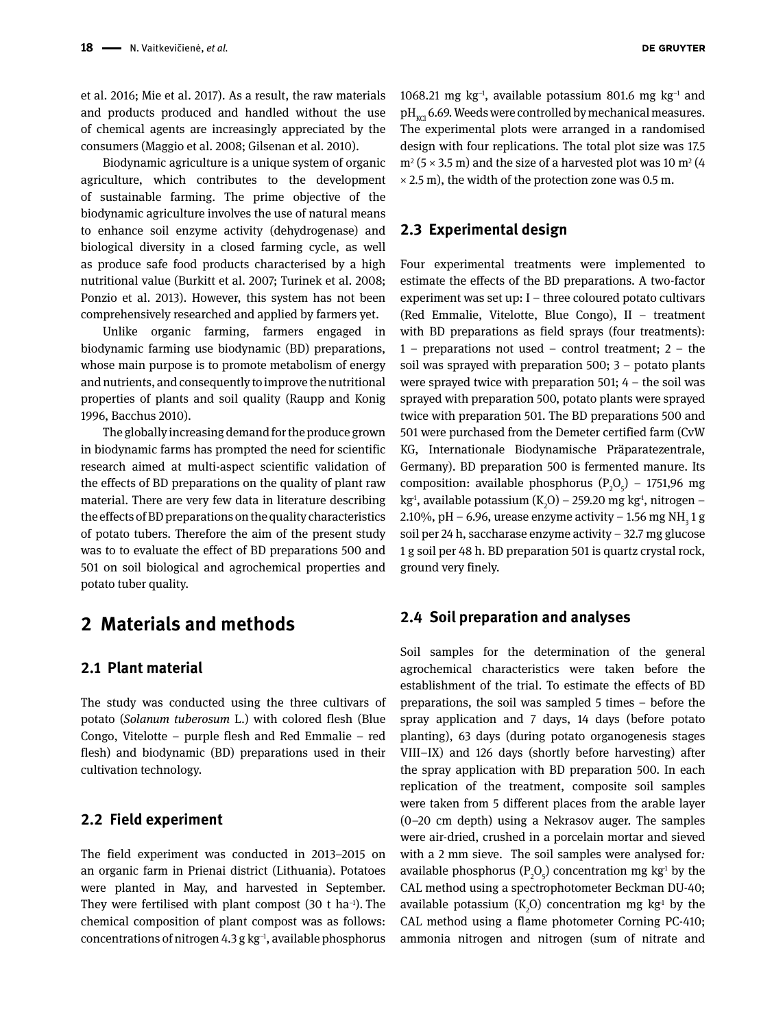et al. 2016; Mie et al. 2017). As a result, the raw materials and products produced and handled without the use of chemical agents are increasingly appreciated by the consumers (Maggio et al. 2008; Gilsenan et al. 2010).

Biodynamic agriculture is a unique system of organic agriculture, which contributes to the development of sustainable farming. The prime objective of the biodynamic agriculture involves the use of natural means to enhance soil enzyme activity (dehydrogenase) and biological diversity in a closed farming cycle, as well as produce safe food products characterised by a high nutritional value (Burkitt et al. 2007; Turinek et al. 2008; Ponzio et al. 2013). However, this system has not been comprehensively researched and applied by farmers yet.

Unlike organic farming, farmers engaged in biodynamic farming use biodynamic (BD) preparations, whose main purpose is to promote metabolism of energy and nutrients, and consequently to improve the nutritional properties of plants and soil quality (Raupp and Konig 1996, Bacchus 2010).

The globally increasing demand for the produce grown in biodynamic farms has prompted the need for scientific research aimed at multi-aspect scientific validation of the effects of BD preparations on the quality of plant raw material. There are very few data in literature describing the effects of BD preparations on the quality characteristics of potato tubers. Therefore the aim of the present study was to to evaluate the effect of BD preparations 500 and 501 on soil biological and agrochemical properties and potato tuber quality.

## 2 Materials and methods

### 2.1 Plant material

The study was conducted using the three cultivars of potato (*Solanum tuberosum* L.) with colored flesh (Blue Congo, Vitelotte – purple flesh and Red Emmalie – red flesh) and biodynamic (BD) preparations used in their cultivation technology.

### 2.2 Field experiment

The field experiment was conducted in 2013–2015 on an organic farm in Prienai district (Lithuania). Potatoes were planted in May, and harvested in September. They were fertilised with plant compost (30 t $ha^{-1}$). The chemical composition of plant compost was as follows: concentrations of nitrogen 4.3 g $kg^{-1}$, available phosphorus 1068.21 mg $kg^{-1}$, available potassium 801.6 mg $kg^{-1}$ and $pH_{KCl}$ 6.69. Weeds were controlled by mechanical measures. The experimental plots were arranged in a randomised design with four replications. The total plot size was 17.5 $m^2$ (5 × 3.5 m) and the size of a harvested plot was 10 $m^2$ (4 × 2.5 m), the width of the protection zone was 0.5 m.

### 2.3 Experimental design

Four experimental treatments were implemented to estimate the effects of the BD preparations. A two-factor experiment was set up: I – three coloured potato cultivars (Red Emmalie, Vitelotte, Blue Congo), II – treatment with BD preparations as field sprays (four treatments): 1 – preparations not used – control treatment; 2 – the soil was sprayed with preparation 500; 3 – potato plants were sprayed twice with preparation 501; 4 – the soil was sprayed with preparation 500, potato plants were sprayed twice with preparation 501. The BD preparations 500 and 501 were purchased from the Demeter certified farm (CvW KG, Internationale Biodynamische Präparatezentrale, Germany). BD preparation 500 is fermented manure. Its composition: available phosphorus ($P_2O_5$) – 1751,96 mg $kg^{1}$, available potassium ($K_2O$) – 259.20 mg $kg^{1}$, nitrogen – 2.10%, pH – 6.96, urease enzyme activity – 1.56 mg $NH_3$ 1 g soil per 24 h, saccharase enzyme activity – 32.7 mg glucose 1 g soil per 48 h. BD preparation 501 is quartz crystal rock, ground very finely.

### 2.4 Soil preparation and analyses

Soil samples for the determination of the general agrochemical characteristics were taken before the establishment of the trial. To estimate the effects of BD preparations, the soil was sampled 5 times – before the spray application and 7 days, 14 days (before potato planting), 63 days (during potato organogenesis stages VIII–IX) and 126 days (shortly before harvesting) after the spray application with BD preparation 500. In each replication of the treatment, composite soil samples were taken from 5 different places from the arable layer (0–20 cm depth) using a Nekrasov auger. The samples were air-dried, crushed in a porcelain mortar and sieved with a 2 mm sieve. The soil samples were analysed for: available phosphorus ($P_2O_5$) concentration mg $kg^{1}$ by the CAL method using a spectrophotometer Beckman DU-40; available potassium ($K_2O$) concentration mg $kg^{1}$ by the CAL method using a flame photometer Corning PC-410; ammonia nitrogen and nitrogen (sum of nitrate and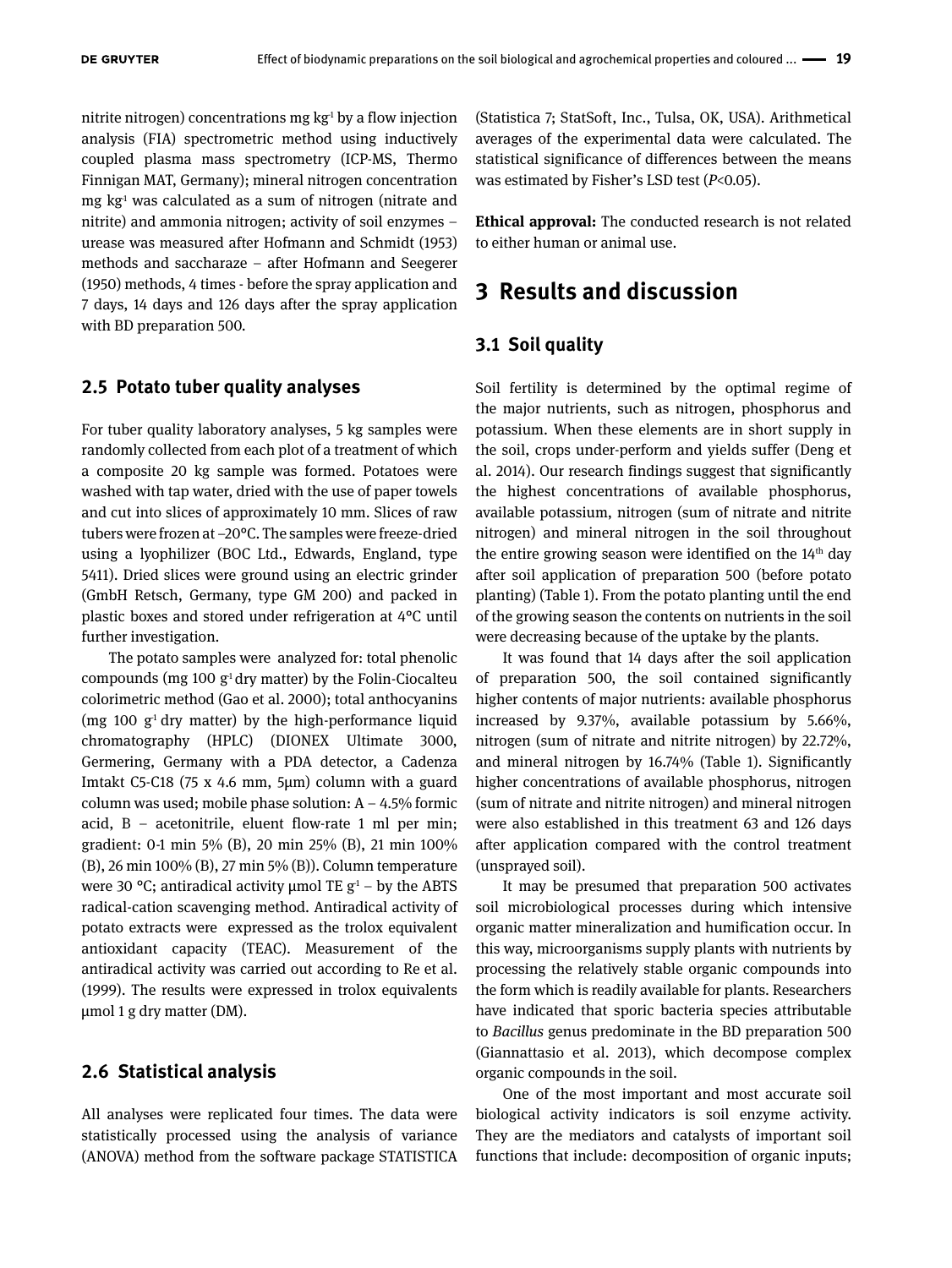nitrite nitrogen) concentrations mg $kg^{-1}$ by a flow injection analysis (FIA) spectrometric method using inductively coupled plasma mass spectrometry (ICP-MS, Thermo Finnigan MAT, Germany); mineral nitrogen concentration mg $kg^{-1}$ was calculated as a sum of nitrogen (nitrate and nitrite) and ammonia nitrogen; activity of soil enzymes – urease was measured after Hofmann and Schmidt (1953) methods and saccharaze – after Hofmann and Seegerer (1950) methods, 4 times - before the spray application and 7 days, 14 days and 126 days after the spray application with BD preparation 500.

## 2.5 Potato tuber quality analyses

For tuber quality laboratory analyses, 5 kg samples were randomly collected from each plot of a treatment of which a composite 20 kg sample was formed. Potatoes were washed with tap water, dried with the use of paper towels and cut into slices of approximately 10 mm. Slices of raw tubers were frozen at –20°C. The samples were freeze-dried using a lyophilizer (BOC Ltd., Edwards, England, type 5411). Dried slices were ground using an electric grinder (GmbH Retsch, Germany, type GM 200) and packed in plastic boxes and stored under refrigeration at 4°C until further investigation.

The potato samples were analyzed for: total phenolic compounds (mg 100 $g^{-1}$ dry matter) by the Folin-Ciocalteu colorimetric method (Gao et al. 2000); total anthocyanins (mg 100 $g^{-1}$ dry matter) by the high-performance liquid chromatography (HPLC) (DIONEX Ultimate 3000, Germering, Germany with a PDA detector, a Cadenza Imtakt C5-C18 (75 x 4.6 mm, 5µm) column with a guard column was used; mobile phase solution: A – 4.5% formic acid, B – acetonitrile, eluent flow-rate 1 ml per min; gradient: 0-1 min 5% (B), 20 min 25% (B), 21 min 100% (B), 26 min 100% (B), 27 min 5% (B)). Column temperature were 30 °C; antiradical activity µmol TE $g^{-1}$ – by the ABTS radical-cation scavenging method. Antiradical activity of potato extracts were expressed as the trolox equivalent antioxidant capacity (TEAC). Measurement of the antiradical activity was carried out according to Re et al. (1999). The results were expressed in trolox equivalents µmol 1 g dry matter (DM).

## 2.6 Statistical analysis

All analyses were replicated four times. The data were statistically processed using the analysis of variance (ANOVA) method from the software package STATISTICA (Statistica 7; StatSoft, Inc., Tulsa, OK, USA). Arithmetical averages of the experimental data were calculated. The statistical significance of differences between the means was estimated by Fisher's LSD test ($P<0.05$).

**Ethical approval:** The conducted research is not related to either human or animal use.

# 3 Results and discussion

## 3.1 Soil quality

Soil fertility is determined by the optimal regime of the major nutrients, such as nitrogen, phosphorus and potassium. When these elements are in short supply in the soil, crops under-perform and yields suffer (Deng et al. 2014). Our research findings suggest that significantly the highest concentrations of available phosphorus, available potassium, nitrogen (sum of nitrate and nitrite nitrogen) and mineral nitrogen in the soil throughout the entire growing season were identified on the 14th day after soil application of preparation 500 (before potato planting) (Table 1). From the potato planting until the end of the growing season the contents on nutrients in the soil were decreasing because of the uptake by the plants.

It was found that 14 days after the soil application of preparation 500, the soil contained significantly higher contents of major nutrients: available phosphorus increased by 9.37%, available potassium by 5.66%, nitrogen (sum of nitrate and nitrite nitrogen) by 22.72%, and mineral nitrogen by 16.74% (Table 1). Significantly higher concentrations of available phosphorus, nitrogen (sum of nitrate and nitrite nitrogen) and mineral nitrogen were also established in this treatment 63 and 126 days after application compared with the control treatment (unsprayed soil).

It may be presumed that preparation 500 activates soil microbiological processes during which intensive organic matter mineralization and humification occur. In this way, microorganisms supply plants with nutrients by processing the relatively stable organic compounds into the form which is readily available for plants. Researchers have indicated that sporic bacteria species attributable to *Bacillus* genus predominate in the BD preparation 500 (Giannattasio et al. 2013), which decompose complex organic compounds in the soil.

One of the most important and most accurate soil biological activity indicators is soil enzyme activity. They are the mediators and catalysts of important soil functions that include: decomposition of organic inputs;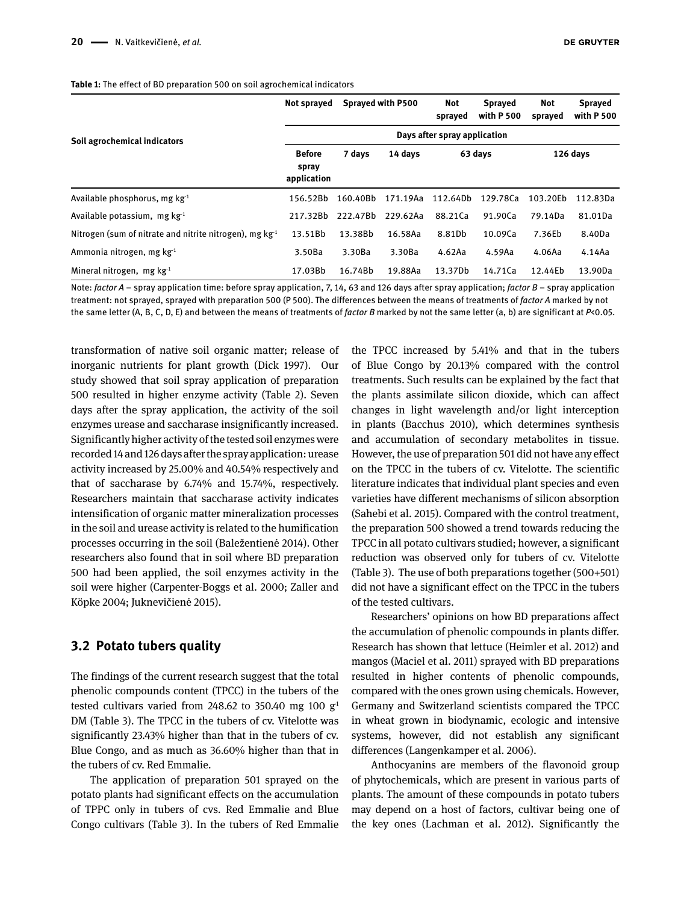**Table 1:** The effect of BD preparation 500 on soil agrochemical indicators

| Soil agrochemical indicators | Not sprayed | Sprayed with P500 | | Not sprayed | Sprayed with P 500 | Not sprayed | Sprayed with P 500 |
|---|---|---|---|---|---|---|---|
| | Days after spray application | | | | | | |
| | Before spray application | 7 days | 14 days | 63 days | | 126 days | |
| Available phosphorus, mg kg$^{-1}$ | 156.52Bb | 160.40Bb | 171.19Aa | 112.64Db | 129.78Ca | 103.20Eb | 112.83Da |
| Available potassium, mg kg$^{-1}$ | 217.32Bb | 222.47Bb | 229.62Aa | 88.21Ca | 91.90Ca | 79.14Da | 81.01Da |
| Nitrogen (sum of nitrate and nitrite nitrogen), mg kg$^{-1}$ | 13.51Bb | 13.38Bb | 16.58Aa | 8.81Db | 10.09Ca | 7.36Eb | 8.40Da |
| Ammonia nitrogen, mg kg$^{-1}$ | 3.50Ba | 3.30Ba | 3.30Ba | 4.62Aa | 4.59Aa | 4.06Aa | 4.14Aa |
| Mineral nitrogen, mg kg$^{-1}$ | 17.03Bb | 16.74Bb | 19.88Aa | 13.37Db | 14.71Ca | 12.44Eb | 13.90Da |

Note: *factor A* – spray application time: before spray application, 7, 14, 63 and 126 days after spray application; *factor B* – spray application treatment: not sprayed, sprayed with preparation 500 (P 500). The differences between the means of treatments of *factor A* marked by not the same letter (A, B, C, D, E) and between the means of treatments of *factor B* marked by not the same letter (a, b) are significant at $P<0.05$.

transformation of native soil organic matter; release of inorganic nutrients for plant growth (Dick 1997). Our study showed that soil spray application of preparation 500 resulted in higher enzyme activity (Table 2). Seven days after the spray application, the activity of the soil enzymes urease and saccharase insignificantly increased. Significantly higher activity of the tested soil enzymes were recorded 14 and 126 days after the spray application: urease activity increased by 25.00% and 40.54% respectively and that of saccharase by 6.74% and 15.74%, respectively. Researchers maintain that saccharase activity indicates intensification of organic matter mineralization processes in the soil and urease activity is related to the humification processes occurring in the soil (Baležentienė 2014). Other researchers also found that in soil where BD preparation 500 had been applied, the soil enzymes activity in the soil were higher (Carpenter-Boggs et al. 2000; Zaller and Köpke 2004; Juknevičienė 2015).

## 3.2 Potato tubers quality

The findings of the current research suggest that the total phenolic compounds content (TPCC) in the tubers of the tested cultivars varied from 248.62 to 350.40 mg 100 g$^{1}$ DM (Table 3). The TPCC in the tubers of cv. Vitelotte was significantly 23.43% higher than that in the tubers of cv. Blue Congo, and as much as 36.60% higher than that in the tubers of cv. Red Emmalie.

The application of preparation 501 sprayed on the potato plants had significant effects on the accumulation of TPPC only in tubers of cvs. Red Emmalie and Blue Congo cultivars (Table 3). In the tubers of Red Emmalie the TPCC increased by 5.41% and that in the tubers of Blue Congo by 20.13% compared with the control treatments. Such results can be explained by the fact that the plants assimilate silicon dioxide, which can affect changes in light wavelength and/or light interception in plants (Bacchus 2010), which determines synthesis and accumulation of secondary metabolites in tissue. However, the use of preparation 501 did not have any effect on the TPCC in the tubers of cv. Vitelotte. The scientific literature indicates that individual plant species and even varieties have different mechanisms of silicon absorption (Sahebi et al. 2015). Compared with the control treatment, the preparation 500 showed a trend towards reducing the TPCC in all potato cultivars studied; however, a significant reduction was observed only for tubers of cv. Vitelotte (Table 3). The use of both preparations together (500+501) did not have a significant effect on the TPCC in the tubers of the tested cultivars.

Researchers' opinions on how BD preparations affect the accumulation of phenolic compounds in plants differ. Research has shown that lettuce (Heimler et al. 2012) and mangos (Maciel et al. 2011) sprayed with BD preparations resulted in higher contents of phenolic compounds, compared with the ones grown using chemicals. However, Germany and Switzerland scientists compared the TPCC in wheat grown in biodynamic, ecologic and intensive systems, however, did not establish any significant differences (Langenkamper et al. 2006).

Anthocyanins are members of the flavonoid group of phytochemicals, which are present in various parts of plants. The amount of these compounds in potato tubers may depend on a host of factors, cultivar being one of the key ones (Lachman et al. 2012). Significantly the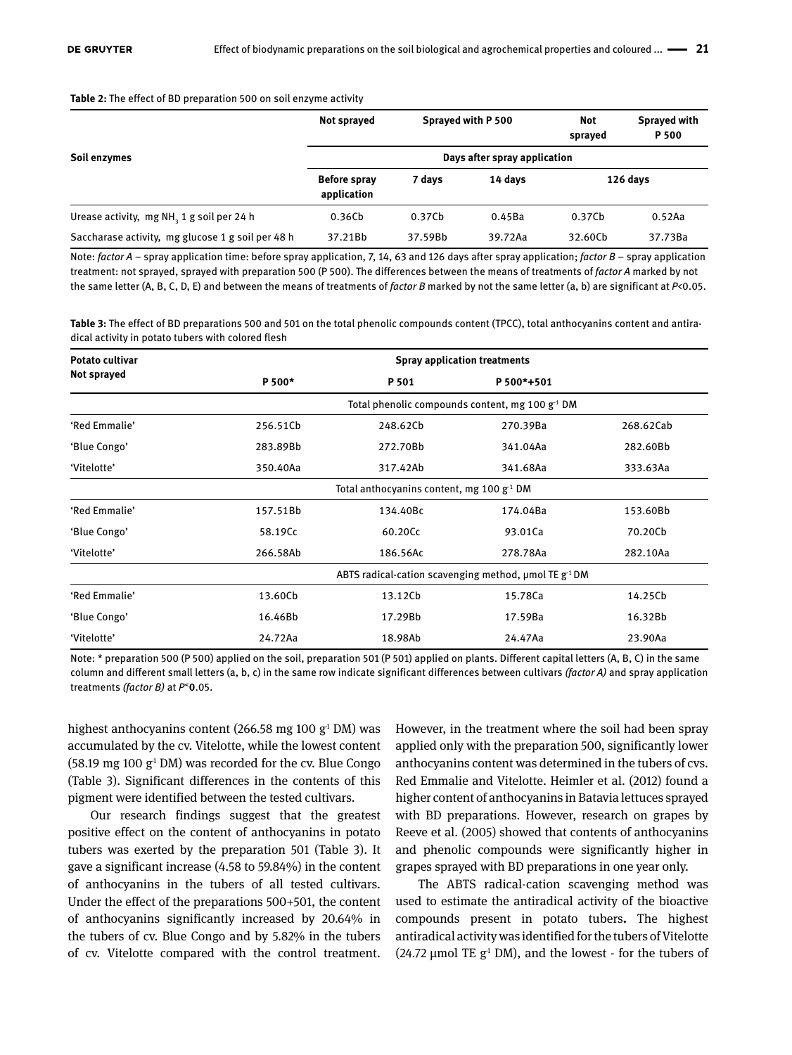**Table 2:** The effect of BD preparation 500 on soil enzyme activity

| Soil enzymes | Not sprayed | Sprayed with P 500 | | Not sprayed | Sprayed with P 500 |
|---|---|---|---|---|---|
| | Days after spray application | | | | |
| | Before spray application | 7 days | 14 days | 126 days | |
| Urease activity, mg $NH_3$ 1 g soil per 24 h | 0.36Cb | 0.37Cb | 0.45Ba | 0.37Cb | 0.52Aa |
| Saccharase activity, mg glucose 1 g soil per 48 h | 37.21Bb | 37.59Bb | 39.72Aa | 32.60Cb | 37.73Ba |

Note: *factor A* – spray application time: before spray application, 7, 14, 63 and 126 days after spray application; *factor B* – spray application treatment: not sprayed, sprayed with preparation 500 (P 500). The differences between the means of treatments of *factor A* marked by not the same letter (A, B, C, D, E) and between the means of treatments of *factor B* marked by not the same letter (a, b) are significant at $P<0.05$.

**Table 3:** The effect of BD preparations 500 and 501 on the total phenolic compounds content (TPCC), total anthocyanins content and antiradical activity in potato tubers with colored flesh

| Potato cultivar Not sprayed | Spray application treatments | | | |
|---|---|---|---|---|
| | P 500* | P 501 | P 500*+501 | |
| | Total phenolic compounds content, mg 100 $g^{-1}$ DM | | | |
| 'Red Emmalie' | 256.51Cb | 248.62Cb | 270.39Ba | 268.62Cab |
| 'Blue Congo' | 283.89Bb | 272.70Bb | 341.04Aa | 282.60Bb |
| 'Vitelotte' | 350.40Aa | 317.42Ab | 341.68Aa | 333.63Aa |
| | Total anthocyanins content, mg 100 $g^{-1}$ DM | | | |
| 'Red Emmalie' | 157.51Bb | 134.40Bc | 174.04Ba | 153.60Bb |
| 'Blue Congo' | 58.19Cc | 60.20Cc | 93.01Ca | 70.20Cb |
| 'Vitelotte' | 266.58Ab | 186.56Ac | 278.78Aa | 282.10Aa |
| | ABTS radical-cation scavenging method, µmol TE $g^{-1}$ DM | | | |
| 'Red Emmalie' | 13.60Cb | 13.12Cb | 15.78Ca | 14.25Cb |
| 'Blue Congo' | 16.46Bb | 17.29Bb | 17.59Ba | 16.32Bb |
| 'Vitelotte' | 24.72Aa | 18.98Ab | 24.47Aa | 23.90Aa |

Note: * preparation 500 (P 500) applied on the soil, preparation 501 (P 501) applied on plants. Different capital letters (A, B, C) in the same column and different small letters (a, b, c) in the same row indicate significant differences between cultivars *(factor A)* and spray application treatments *(factor B)* at $P<0.05$.

highest anthocyanins content (266.58 mg 100 $g^{-1}$ DM) was accumulated by the cv. Vitelotte, while the lowest content (58.19 mg 100 $g^{-1}$ DM) was recorded for the cv. Blue Congo (Table 3). Significant differences in the contents of this pigment were identified between the tested cultivars.

Our research findings suggest that the greatest positive effect on the content of anthocyanins in potato tubers was exerted by the preparation 501 (Table 3). It gave a significant increase (4.58 to 59.84%) in the content of anthocyanins in the tubers of all tested cultivars. Under the effect of the preparations 500+501, the content of anthocyanins significantly increased by 20.64% in the tubers of cv. Blue Congo and by 5.82% in the tubers of cv. Vitelotte compared with the control treatment. However, in the treatment where the soil had been spray applied only with the preparation 500, significantly lower anthocyanins content was determined in the tubers of cvs. Red Emmalie and Vitelotte. Heimler et al. (2012) found a higher content of anthocyanins in Batavia lettuces sprayed with BD preparations. However, research on grapes by Reeve et al. (2005) showed that contents of anthocyanins and phenolic compounds were significantly higher in grapes sprayed with BD preparations in one year only.

The ABTS radical-cation scavenging method was used to estimate the antiradical activity of the bioactive compounds present in potato tubers. The highest antiradical activity was identified for the tubers of Vitelotte (24.72 µmol TE $g^{-1}$ DM), and the lowest - for the tubers of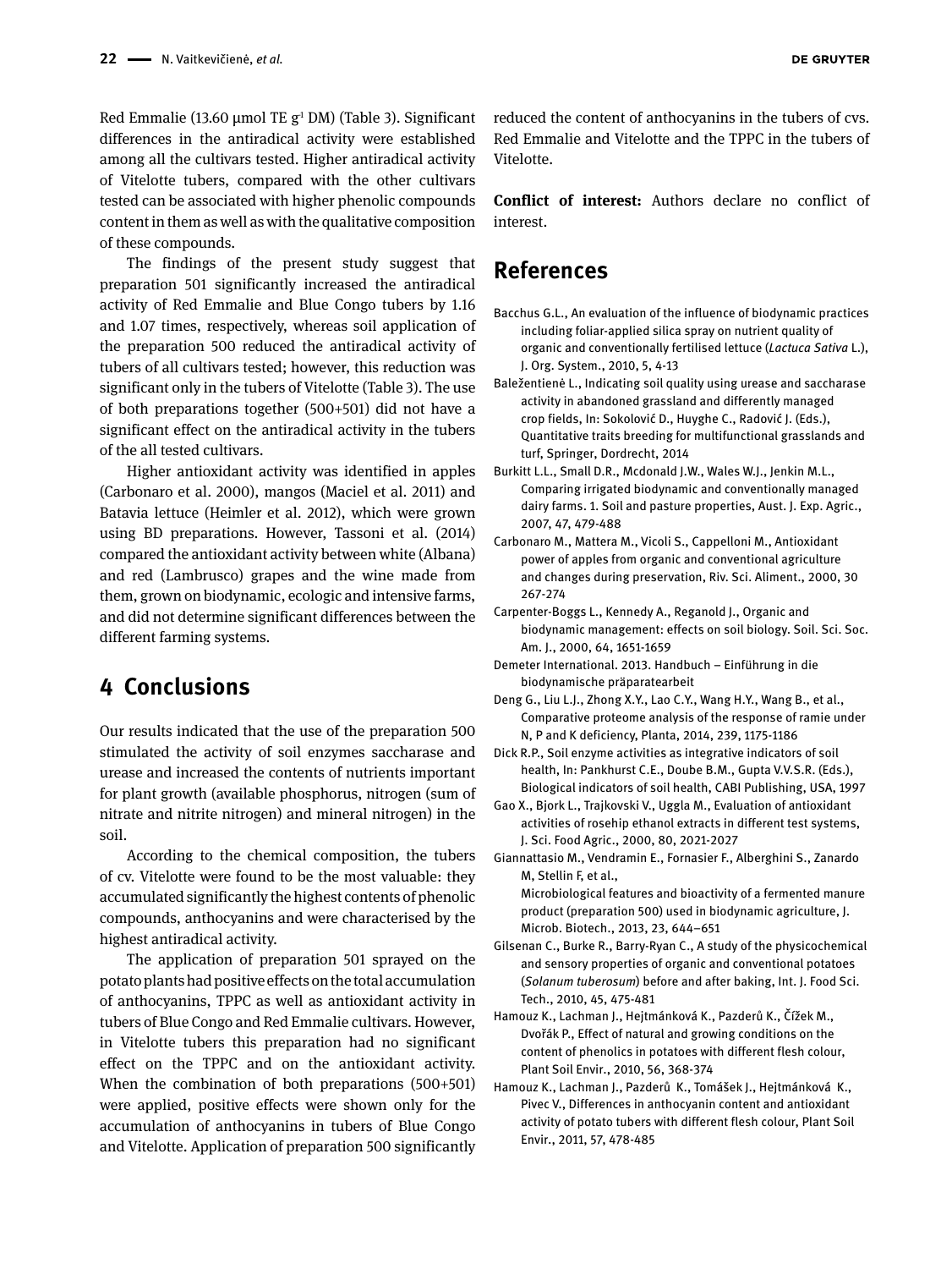Red Emmalie (13.60 μmol TE $g^{-1}$ DM) (Table 3). Significant differences in the antiradical activity were established among all the cultivars tested. Higher antiradical activity of Vitelotte tubers, compared with the other cultivars tested can be associated with higher phenolic compounds content in them as well as with the qualitative composition of these compounds.

The findings of the present study suggest that preparation 501 significantly increased the antiradical activity of Red Emmalie and Blue Congo tubers by 1.16 and 1.07 times, respectively, whereas soil application of the preparation 500 reduced the antiradical activity of tubers of all cultivars tested; however, this reduction was significant only in the tubers of Vitelotte (Table 3). The use of both preparations together (500+501) did not have a significant effect on the antiradical activity in the tubers of the all tested cultivars.

Higher antioxidant activity was identified in apples (Carbonaro et al. 2000), mangos (Maciel et al. 2011) and Batavia lettuce (Heimler et al. 2012), which were grown using BD preparations. However, Tassoni et al. (2014) compared the antioxidant activity between white (Albana) and red (Lambrusco) grapes and the wine made from them, grown on biodynamic, ecologic and intensive farms, and did not determine significant differences between the different farming systems.

## 4 Conclusions

Our results indicated that the use of the preparation 500 stimulated the activity of soil enzymes saccharase and urease and increased the contents of nutrients important for plant growth (available phosphorus, nitrogen (sum of nitrate and nitrite nitrogen) and mineral nitrogen) in the soil.

According to the chemical composition, the tubers of cv. Vitelotte were found to be the most valuable: they accumulated significantly the highest contents of phenolic compounds, anthocyanins and were characterised by the highest antiradical activity.

The application of preparation 501 sprayed on the potato plants had positive effects on the total accumulation of anthocyanins, TPPC as well as antioxidant activity in tubers of Blue Congo and Red Emmalie cultivars. However, in Vitelotte tubers this preparation had no significant effect on the TPPC and on the antioxidant activity. When the combination of both preparations (500+501) were applied, positive effects were shown only for the accumulation of anthocyanins in tubers of Blue Congo and Vitelotte. Application of preparation 500 significantly reduced the content of anthocyanins in the tubers of cvs. Red Emmalie and Vitelotte and the TPPC in the tubers of Vitelotte.

**Conflict of interest:** Authors declare no conflict of interest.

## References

Bacchus G.L., An evaluation of the influence of biodynamic practices including foliar-applied silica spray on nutrient quality of organic and conventionally fertilised lettuce (*Lactuca Sativa* L.), J. Org. System., 2010, 5, 4-13

Baležentienė L., Indicating soil quality using urease and saccharase activity in abandoned grassland and differently managed crop fields, In: Sokolović D., Huyghe C., Radović J. (Eds.), Quantitative traits breeding for multifunctional grasslands and turf, Springer, Dordrecht, 2014

Burkitt L.L., Small D.R., Mcdonald J.W., Wales W.J., Jenkin M.L., Comparing irrigated biodynamic and conventionally managed dairy farms. 1. Soil and pasture properties, Aust. J. Exp. Agric., 2007, 47, 479-488

Carbonaro M., Mattera M., Vicoli S., Cappelloni M., Antioxidant power of apples from organic and conventional agriculture and changes during preservation, Riv. Sci. Aliment., 2000, 30 267-274

Carpenter-Boggs L., Kennedy A., Reganold J., Organic and biodynamic management: effects on soil biology. Soil. Sci. Soc. Am. J., 2000, 64, 1651-1659

Demeter International. 2013. Handbuch – Einführung in die biodynamische präparatearbeit

Deng G., Liu L.J., Zhong X.Y., Lao C.Y., Wang H.Y., Wang B., et al., Comparative proteome analysis of the response of ramie under N, P and K deficiency, Planta, 2014, 239, 1175-1186

Dick R.P., Soil enzyme activities as integrative indicators of soil health, In: Pankhurst C.E., Doube B.M., Gupta V.V.S.R. (Eds.), Biological indicators of soil health, CABI Publishing, USA, 1997

Gao X., Bjork L., Trajkovski V., Uggla M., Evaluation of antioxidant activities of rosehip ethanol extracts in different test systems, J. Sci. Food Agric., 2000, 80, 2021-2027

Giannattasio M., Vendramin E., Fornasier F., Alberghini S., Zanardo M, Stellin F, et al., Microbiological features and bioactivity of a fermented manure product (preparation 500) used in biodynamic agriculture, J. Microb. Biotech., 2013, 23, 644–651

Gilsenan C., Burke R., Barry-Ryan C., A study of the physicochemical and sensory properties of organic and conventional potatoes (*Solanum tuberosum*) before and after baking, Int. J. Food Sci. Tech., 2010, 45, 475-481

Hamouz K., Lachman J., Hejtmánková K., Pazderů K., Čížek M., Dvořák P., Effect of natural and growing conditions on the content of phenolics in potatoes with different flesh colour, Plant Soil Envir., 2010, 56, 368-374

Hamouz K., Lachman J., Pazderů K., Tomášek J., Hejtmánková K., Pivec V., Differences in anthocyanin content and antioxidant activity of potato tubers with different flesh colour, Plant Soil Envir., 2011, 57, 478-485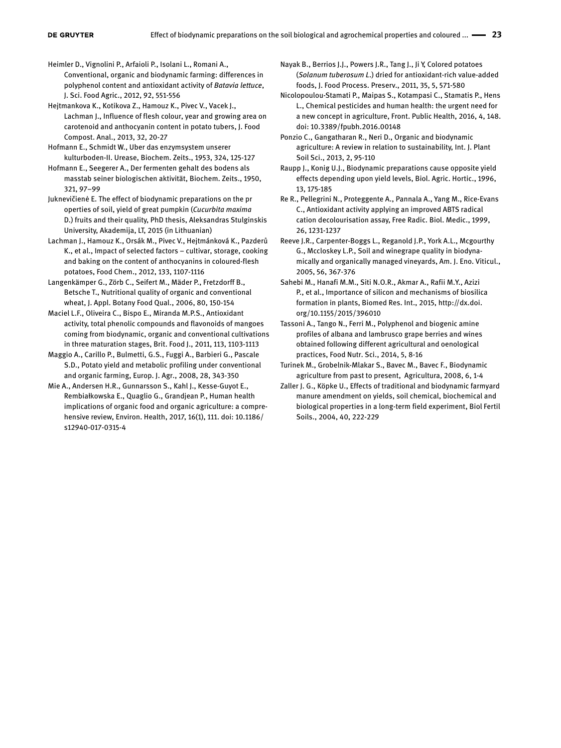Heimler D., Vignolini P., Arfaioli P., Isolani L., Romani A., Conventional, organic and biodynamic farming: differences in polyphenol content and antioxidant activity of *Batavia lettuce*, J. Sci. Food Agric., 2012, 92, 551-556

Hejtmankova K., Kotikova Z., Hamouz K., Pivec V., Vacek J., Lachman J., Influence of flesh colour, year and growing area on carotenoid and anthocyanin content in potato tubers, J. Food Compost. Anal., 2013, 32, 20-27

Hofmann E., Schmidt W., Uber das enzymsystem unserer kulturboden-II. Urease, Biochem. Zeits., 1953, 324, 125-127

Hofmann E., Seegerer A., Der fermenten gehalt des bodens als masstab seiner biologischen aktivität, Biochem. Zeits., 1950, 321, 97–99

Juknevičienė E. The effect of biodynamic preparations on the pr operties of soil, yield of great pumpkin (*Cucurbita maxima* D.) fruits and their quality, PhD thesis, Aleksandras Stulginskis University, Akademija, LT, 2015 (in Lithuanian)

Lachman J., Hamouz K., Orsák M., Pivec V., Hejtmánková K., Pazderů K., et al., Impact of selected factors – cultivar, storage, cooking and baking on the content of anthocyanins in coloured-flesh potatoes, Food Chem., 2012, 133, 1107-1116

Langenkämper G., Zörb C., Seifert M., Mäder P., Fretzdorff B., Betsche T., Nutritional quality of organic and conventional wheat, J. Appl. Botany Food Qual., 2006, 80, 150-154

Maciel L.F., Oliveira C., Bispo E., Miranda M.P.S., Antioxidant activity, total phenolic compounds and flavonoids of mangoes coming from biodynamic, organic and conventional cultivations in three maturation stages, Brit. Food J., 2011, 113, 1103-1113

Maggio A., Carillo P., Bulmetti, G.S., Fuggi A., Barbieri G., Pascale S.D., Potato yield and metabolic profiling under conventional and organic farming, Europ. J. Agr., 2008, 28, 343-350

Mie A., Andersen H.R., Gunnarsson S., Kahl J., Kesse-Guyot E., Rembiałkowska E., Quaglio G., Grandjean P., Human health implications of organic food and organic agriculture: a comprehensive review, Environ. Health, 2017, 16(1), 111. doi: 10.1186/s12940-017-0315-4

Nayak B., Berrios J.J., Powers J.R., Tang J., Ji Y, Colored potatoes (*Solanum tuberosum L.*) dried for antioxidant-rich value-added foods, J. Food Process. Preserv., 2011, 35, 5, 571-580

Nicolopoulou-Stamati P., Maipas S., Kotampasi C., Stamatis P., Hens L., Chemical pesticides and human health: the urgent need for a new concept in agriculture, Front. Public Health, 2016, 4, 148. doi: 10.3389/fpubh.2016.00148

Ponzio C., Gangatharan R., Neri D., Organic and biodynamic agriculture: A review in relation to sustainability, Int. J. Plant Soil Sci., 2013, 2, 95-110

Raupp J., Konig U.J., Biodynamic preparations cause opposite yield effects depending upon yield levels, Biol. Agric. Hortic., 1996, 13, 175-185

Re R., Pellegrini N., Proteggente A., Pannala A., Yang M., Rice-Evans C., Antioxidant activity applying an improved ABTS radical cation decolourisation assay, Free Radic. Biol. Medic., 1999, 26, 1231-1237

Reeve J.R., Carpenter-Boggs L., Reganold J.P., York A.L., Mcgourthy G., Mccloskey L.P., Soil and winegrape quality in biodynamically and organically managed vineyards, Am. J. Eno. Viticul., 2005, 56, 367-376

Sahebi M., Hanafi M.M., Siti N.O.R., Akmar A., Rafii M.Y., Azizi P., et al., Importance of silicon and mechanisms of biosilica formation in plants, Biomed Res. Int., 2015, http://dx.doi.org/10.1155/2015/396010

Tassoni A., Tango N., Ferri M., Polyphenol and biogenic amine profiles of albana and lambrusco grape berries and wines obtained following different agricultural and oenological practices, Food Nutr. Sci., 2014, 5, 8-16

Turinek M., Grobelnik-Mlakar S., Bavec M., Bavec F., Biodynamic agriculture from past to present, Agricultura, 2008, 6, 1-4

Zaller J. G., Köpke U., Effects of traditional and biodynamic farmyard manure amendment on yields, soil chemical, biochemical and biological properties in a long-term field experiment, Biol Fertil Soils., 2004, 40, 222-229